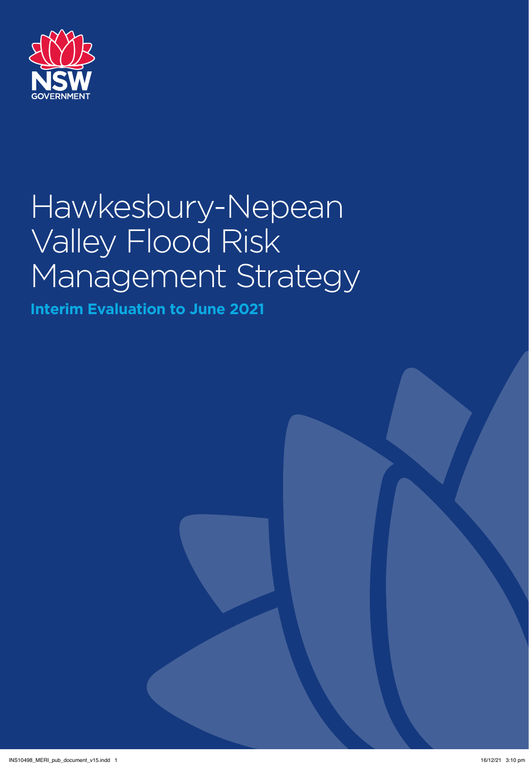NSW GOVERNMENT

# Hawkesbury-Nepean Valley Flood Risk Management Strategy

**Interim Evaluation to June 2021**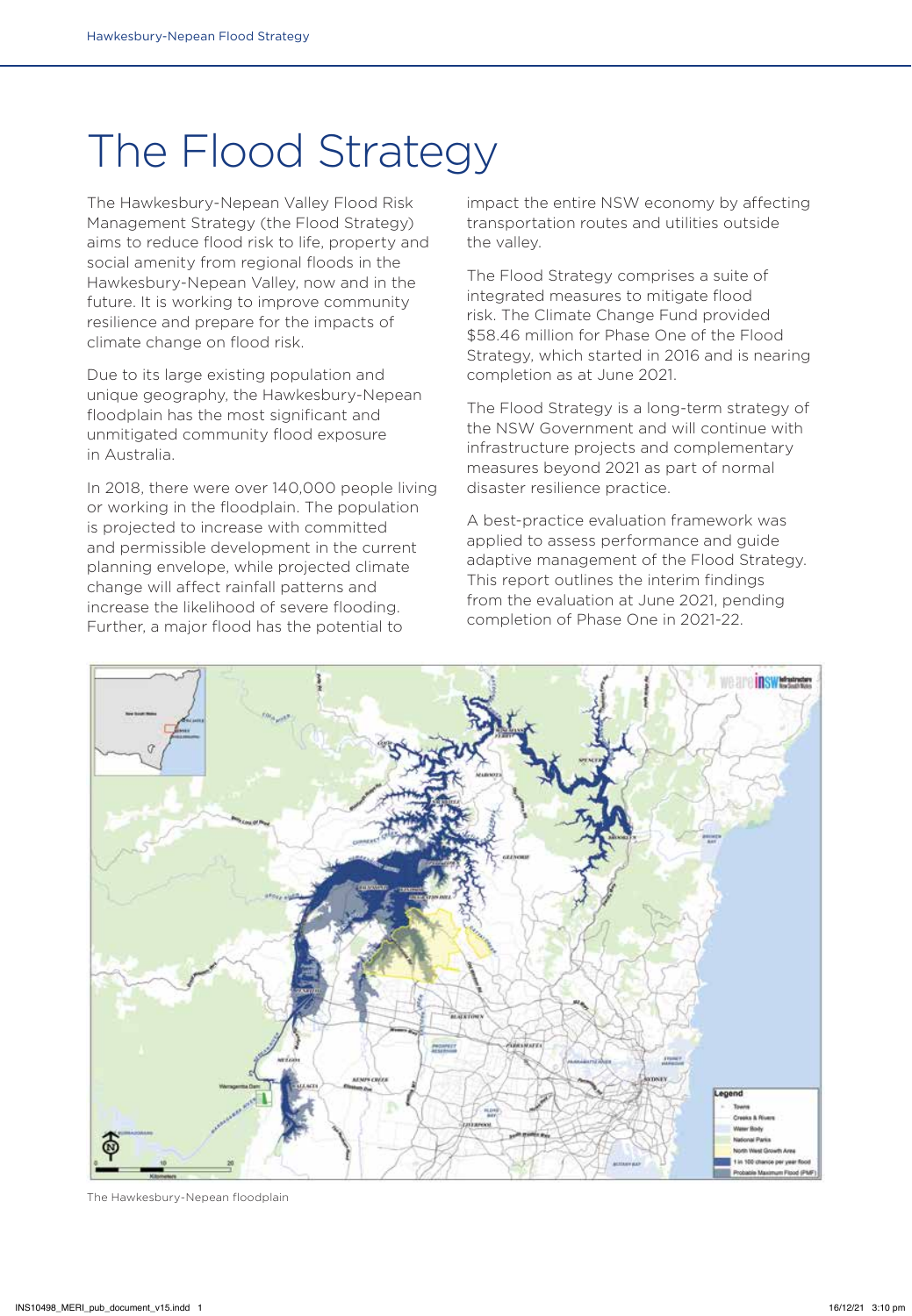# The Flood Strategy

The Hawkesbury-Nepean Valley Flood Risk Management Strategy (the Flood Strategy) aims to reduce flood risk to life, property and social amenity from regional floods in the Hawkesbury-Nepean Valley, now and in the future. It is working to improve community resilience and prepare for the impacts of climate change on flood risk.

Due to its large existing population and unique geography, the Hawkesbury-Nepean floodplain has the most significant and unmitigated community flood exposure in Australia.

In 2018, there were over 140,000 people living or working in the floodplain. The population is projected to increase with committed and permissible development in the current planning envelope, while projected climate change will affect rainfall patterns and increase the likelihood of severe flooding. Further, a major flood has the potential to impact the entire NSW economy by affecting transportation routes and utilities outside the valley.

The Flood Strategy comprises a suite of integrated measures to mitigate flood risk. The Climate Change Fund provided $58.46 million for Phase One of the Flood Strategy, which started in 2016 and is nearing completion as at June 2021.

The Flood Strategy is a long-term strategy of the NSW Government and will continue with infrastructure projects and complementary measures beyond 2021 as part of normal disaster resilience practice.

A best-practice evaluation framework was applied to assess performance and guide adaptive management of the Flood Strategy. This report outlines the interim findings from the evaluation at June 2021, pending completion of Phase One in 2021-22.

The Hawkesbury-Nepean floodplain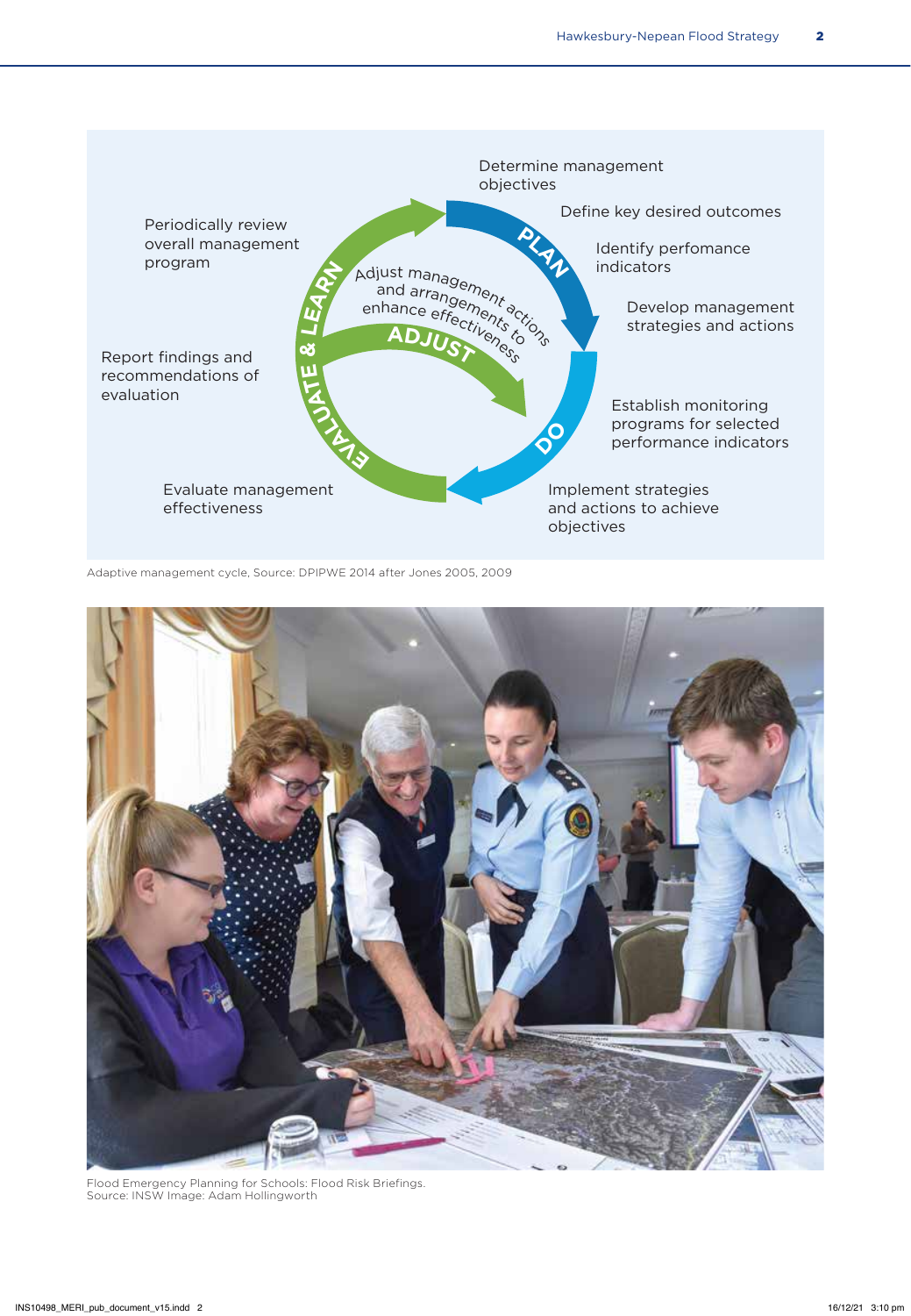Determine management objectives

Define key desired outcomes

PLAN

Identify perfomance indicators

Develop management strategies and actions

Establish monitoring programs for selected performance indicators

DO

Implement strategies and actions to achieve objectives

Evaluate management effectiveness

EVALUATE & LEARN

Report findings and recommendations of evaluation

Periodically review overall management program

ADJUST

Adjust management actions and arrangements to enhance effectiveness

Adaptive management cycle, Source: DPIPWE 2014 after Jones 2005, 2009

Flood Emergency Planning for Schools: Flood Risk Briefings.
Source: INSW Image: Adam Hollingworth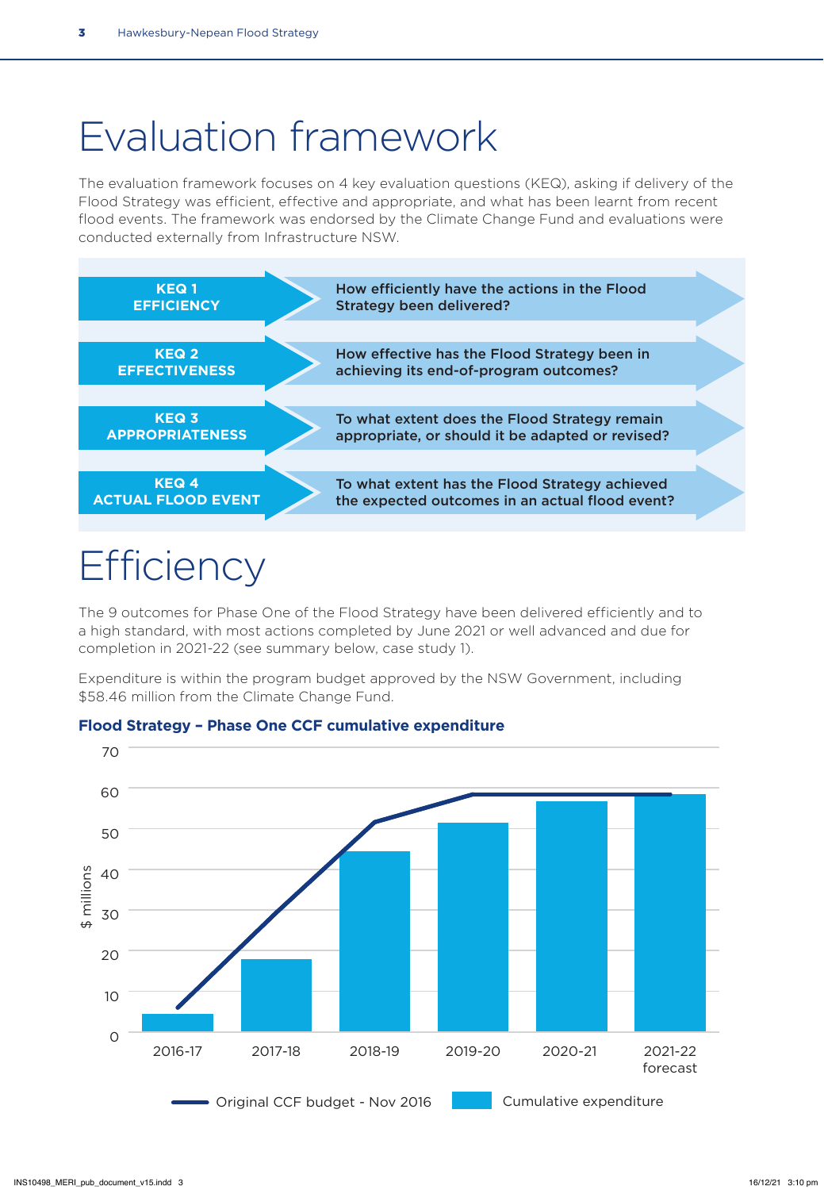# Evaluation framework

The evaluation framework focuses on 4 key evaluation questions (KEQ), asking if delivery of the Flood Strategy was efficient, effective and appropriate, and what has been learnt from recent flood events. The framework was endorsed by the Climate Change Fund and evaluations were conducted externally from Infrastructure NSW.

| Key evaluation question | Question |
|---|---|
| **KEQ 1 EFFICIENCY** | **How efficiently have the actions in the Flood Strategy been delivered?** |
| **KEQ 2 EFFECTIVENESS** | **How effective has the Flood Strategy been in achieving its end-of-program outcomes?** |
| **KEQ 3 APPROPRIATENESS** | **To what extent does the Flood Strategy remain appropriate, or should it be adapted or revised?** |
| **KEQ 4 ACTUAL FLOOD EVENT** | **To what extent has the Flood Strategy achieved the expected outcomes in an actual flood event?** |

# Efficiency

The 9 outcomes for Phase One of the Flood Strategy have been delivered efficiently and to a high standard, with most actions completed by June 2021 or well advanced and due for completion in 2021-22 (see summary below, case study 1).

Expenditure is within the program budget approved by the NSW Government, including $58.46 million from the Climate Change Fund.

**Flood Strategy – Phase One CCF cumulative expenditure**

| Year | Cumulative expenditure ($ millions, approx.) | Original CCF budget - Nov 2016 ($ millions, approx.) |
|---|---|---|
| 2016-17 | 4 | 6 |
| 2017-18 | 18 | 29 |
| 2018-19 | 44 | 52 |
| 2019-20 | 51 | 58 |
| 2020-21 | 56 | 58 |
| 2021-22 forecast | 58 | 58 |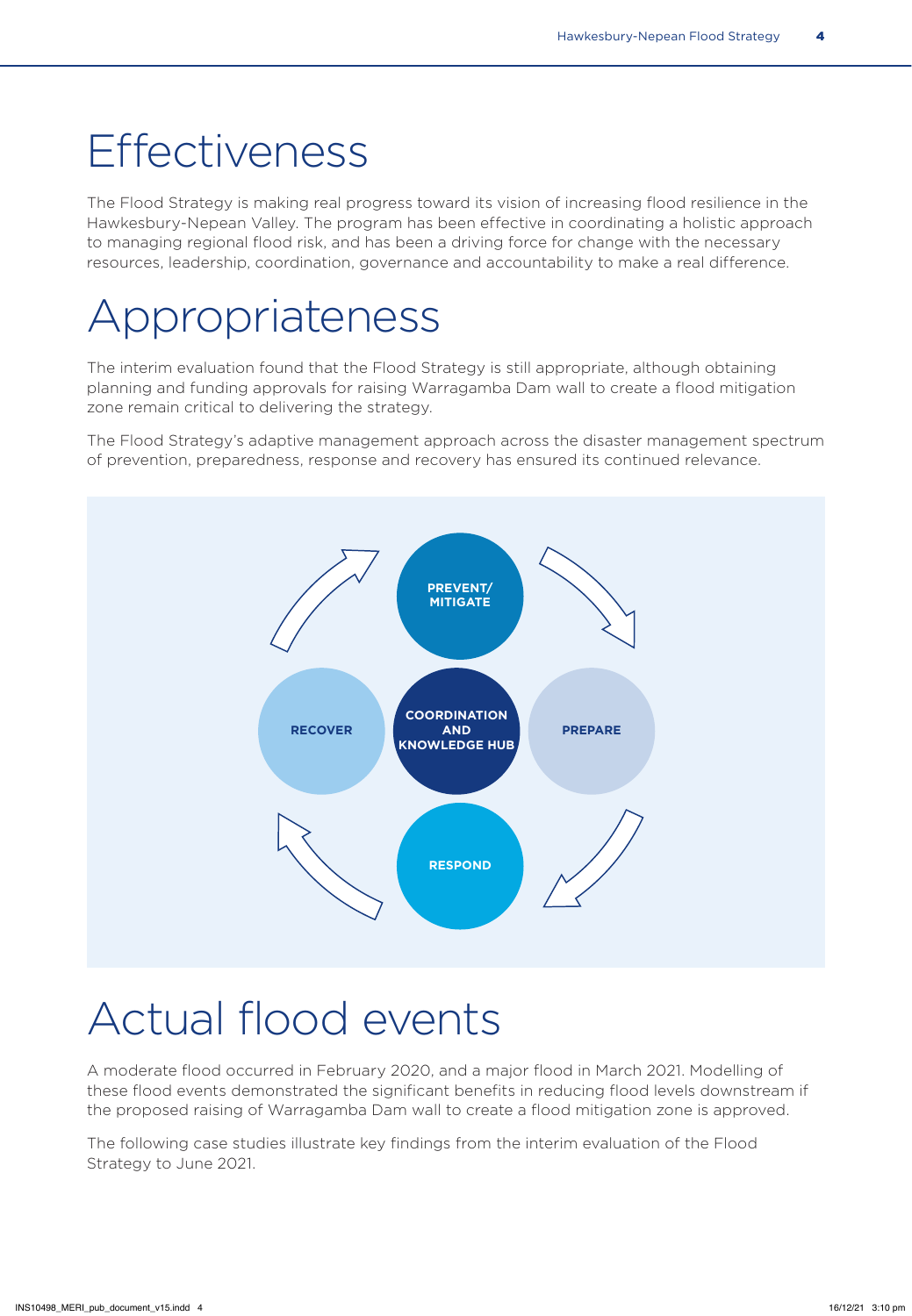# Effectiveness

The Flood Strategy is making real progress toward its vision of increasing flood resilience in the Hawkesbury-Nepean Valley. The program has been effective in coordinating a holistic approach to managing regional flood risk, and has been a driving force for change with the necessary resources, leadership, coordination, governance and accountability to make a real difference.

# Appropriateness

The interim evaluation found that the Flood Strategy is still appropriate, although obtaining planning and funding approvals for raising Warragamba Dam wall to create a flood mitigation zone remain critical to delivering the strategy.

The Flood Strategy's adaptive management approach across the disaster management spectrum of prevention, preparedness, response and recovery has ensured its continued relevance.

PREVENT/ MITIGATE

RECOVER

COORDINATION AND KNOWLEDGE HUB

PREPARE

RESPOND

# Actual flood events

A moderate flood occurred in February 2020, and a major flood in March 2021. Modelling of these flood events demonstrated the significant benefits in reducing flood levels downstream if the proposed raising of Warragamba Dam wall to create a flood mitigation zone is approved.

The following case studies illustrate key findings from the interim evaluation of the Flood Strategy to June 2021.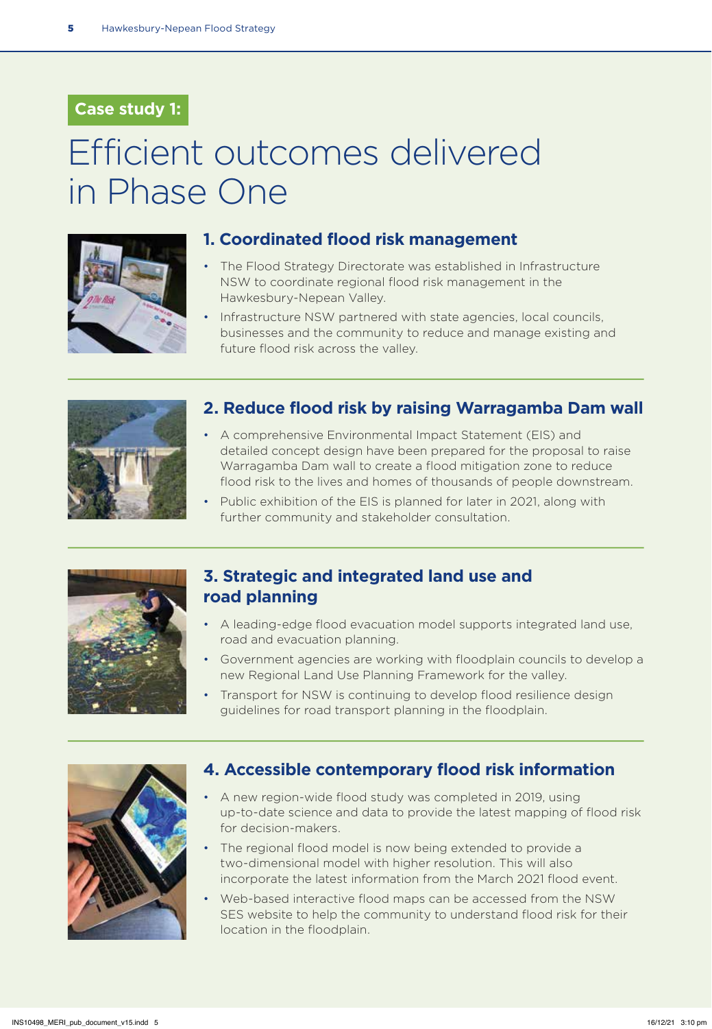Case study 1:

# Efficient outcomes delivered in Phase One

## 1. Coordinated flood risk management

- The Flood Strategy Directorate was established in Infrastructure NSW to coordinate regional flood risk management in the Hawkesbury-Nepean Valley.
- Infrastructure NSW partnered with state agencies, local councils, businesses and the community to reduce and manage existing and future flood risk across the valley.

## 2. Reduce flood risk by raising Warragamba Dam wall

- A comprehensive Environmental Impact Statement (EIS) and detailed concept design have been prepared for the proposal to raise Warragamba Dam wall to create a flood mitigation zone to reduce flood risk to the lives and homes of thousands of people downstream.
- Public exhibition of the EIS is planned for later in 2021, along with further community and stakeholder consultation.

## 3. Strategic and integrated land use and road planning

- A leading-edge flood evacuation model supports integrated land use, road and evacuation planning.
- Government agencies are working with floodplain councils to develop a new Regional Land Use Planning Framework for the valley.
- Transport for NSW is continuing to develop flood resilience design guidelines for road transport planning in the floodplain.

## 4. Accessible contemporary flood risk information

- A new region-wide flood study was completed in 2019, using up-to-date science and data to provide the latest mapping of flood risk for decision-makers.
- The regional flood model is now being extended to provide a two-dimensional model with higher resolution. This will also incorporate the latest information from the March 2021 flood event.
- Web-based interactive flood maps can be accessed from the NSW SES website to help the community to understand flood risk for their location in the floodplain.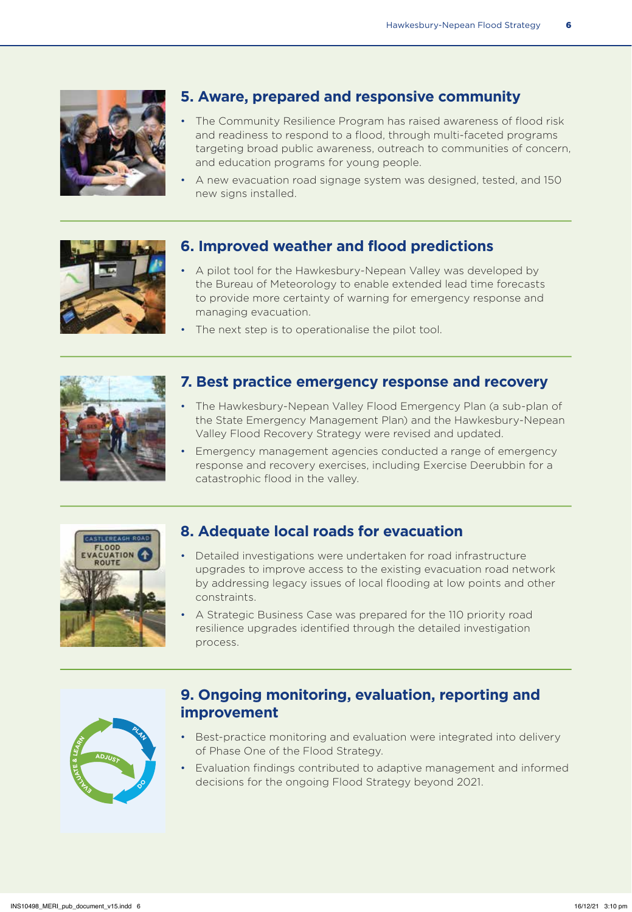## 5. Aware, prepared and responsive community

- The Community Resilience Program has raised awareness of flood risk and readiness to respond to a flood, through multi-faceted programs targeting broad public awareness, outreach to communities of concern, and education programs for young people.
- A new evacuation road signage system was designed, tested, and 150 new signs installed.

## 6. Improved weather and flood predictions

- A pilot tool for the Hawkesbury-Nepean Valley was developed by the Bureau of Meteorology to enable extended lead time forecasts to provide more certainty of warning for emergency response and managing evacuation.
- The next step is to operationalise the pilot tool.

## 7. Best practice emergency response and recovery

- The Hawkesbury-Nepean Valley Flood Emergency Plan (a sub-plan of the State Emergency Management Plan) and the Hawkesbury-Nepean Valley Flood Recovery Strategy were revised and updated.
- Emergency management agencies conducted a range of emergency response and recovery exercises, including Exercise Deerubbin for a catastrophic flood in the valley.

## 8. Adequate local roads for evacuation

- Detailed investigations were undertaken for road infrastructure upgrades to improve access to the existing evacuation road network by addressing legacy issues of local flooding at low points and other constraints.
- A Strategic Business Case was prepared for the 110 priority road resilience upgrades identified through the detailed investigation process.

## 9. Ongoing monitoring, evaluation, reporting and improvement

- Best-practice monitoring and evaluation were integrated into delivery of Phase One of the Flood Strategy.
- Evaluation findings contributed to adaptive management and informed decisions for the ongoing Flood Strategy beyond 2021.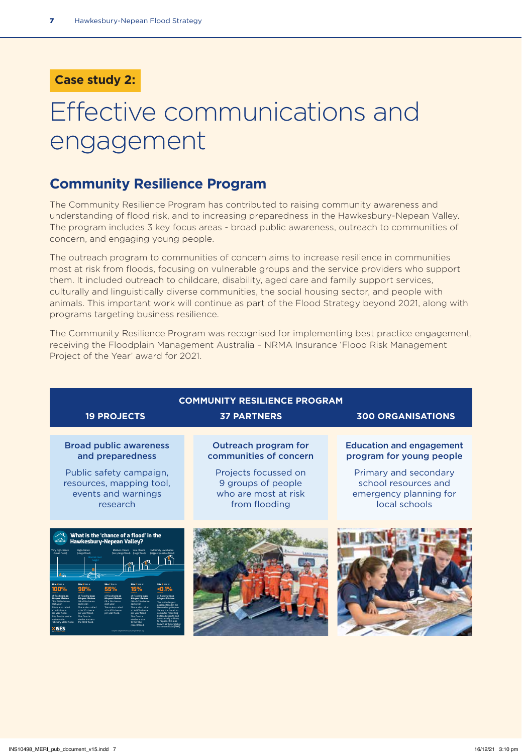**Case study 2:**

# Effective communications and engagement

## Community Resilience Program

The Community Resilience Program has contributed to raising community awareness and understanding of flood risk, and to increasing preparedness in the Hawkesbury-Nepean Valley. The program includes 3 key focus areas - broad public awareness, outreach to communities of concern, and engaging young people.

The outreach program to communities of concern aims to increase resilience in communities most at risk from floods, focusing on vulnerable groups and the service providers who support them. It included outreach to childcare, disability, aged care and family support services, culturally and linguistically diverse communities, the social housing sector, and people with animals. This important work will continue as part of the Flood Strategy beyond 2021, along with programs targeting business resilience.

The Community Resilience Program was recognised for implementing best practice engagement, receiving the Floodplain Management Australia – NRMA Insurance 'Flood Risk Management Project of the Year' award for 2021.

| COMMUNITY RESILIENCE PROGRAM | | |
|---|---|---|
| **19 PROJECTS** | **37 PARTNERS** | **300 ORGANISATIONS** |
| **Broad public awareness and preparedness** | **Outreach program for communities of concern** | **Education and engagement program for young people** |
| Public safety campaign, resources, mapping tool, events and warnings research | Projects focussed on 9 groups of people who are most at risk from flooding | Primary and secondary school resources and emergency planning for local schools |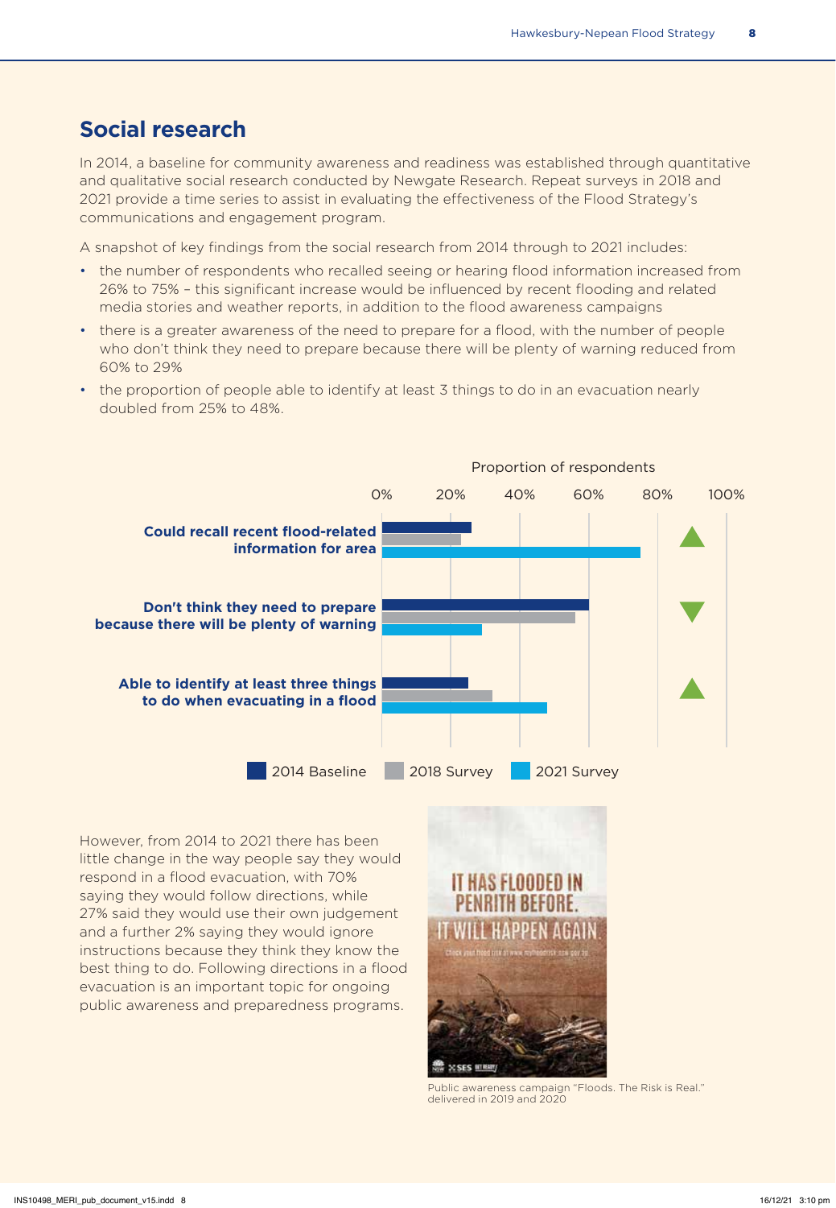## Social research

In 2014, a baseline for community awareness and readiness was established through quantitative and qualitative social research conducted by Newgate Research. Repeat surveys in 2018 and 2021 provide a time series to assist in evaluating the effectiveness of the Flood Strategy's communications and engagement program.

A snapshot of key findings from the social research from 2014 through to 2021 includes:

- the number of respondents who recalled seeing or hearing flood information increased from 26% to 75% – this significant increase would be influenced by recent flooding and related media stories and weather reports, in addition to the flood awareness campaigns
- there is a greater awareness of the need to prepare for a flood, with the number of people who don't think they need to prepare because there will be plenty of warning reduced from 60% to 29%
- the proportion of people able to identify at least 3 things to do in an evacuation nearly doubled from 25% to 48%.

Proportion of respondents

**Could recall recent flood-related information for area**

**Don't think they need to prepare because there will be plenty of warning**

**Able to identify at least three things to do when evacuating in a flood**

2014 Baseline | 2018 Survey | 2021 Survey

However, from 2014 to 2021 there has been little change in the way people say they would respond in a flood evacuation, with 70% saying they would follow directions, while 27% said they would use their own judgement and a further 2% saying they would ignore instructions because they think they know the best thing to do. Following directions in a flood evacuation is an important topic for ongoing public awareness and preparedness programs.

IT HAS FLOODED IN PENRITH BEFORE. IT WILL HAPPEN AGAIN.

Public awareness campaign "Floods. The Risk is Real." delivered in 2019 and 2020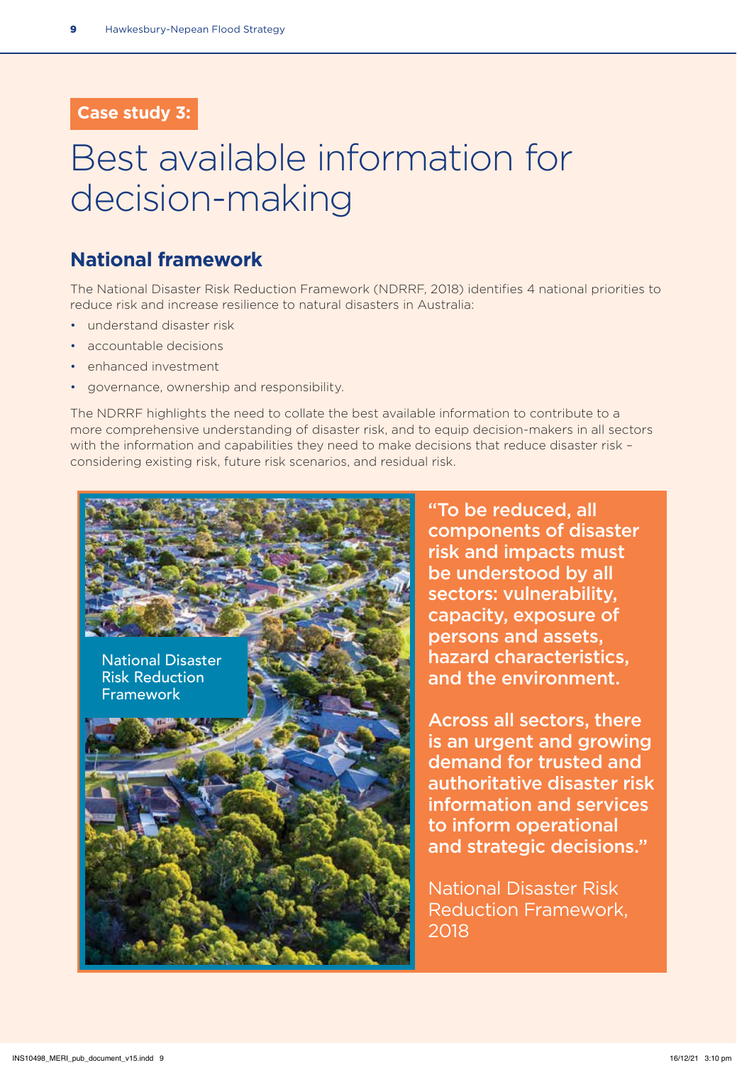Case study 3:

# Best available information for decision-making

## National framework

The National Disaster Risk Reduction Framework (NDRRF, 2018) identifies 4 national priorities to reduce risk and increase resilience to natural disasters in Australia:

- understand disaster risk
- accountable decisions
- enhanced investment
- governance, ownership and responsibility.

The NDRRF highlights the need to collate the best available information to contribute to a more comprehensive understanding of disaster risk, and to equip decision-makers in all sectors with the information and capabilities they need to make decisions that reduce disaster risk – considering existing risk, future risk scenarios, and residual risk.

National Disaster Risk Reduction Framework

**"To be reduced, all components of disaster risk and impacts must be understood by all sectors: vulnerability, capacity, exposure of persons and assets, hazard characteristics, and the environment.**

**Across all sectors, there is an urgent and growing demand for trusted and authoritative disaster risk information and services to inform operational and strategic decisions."**

National Disaster Risk Reduction Framework, 2018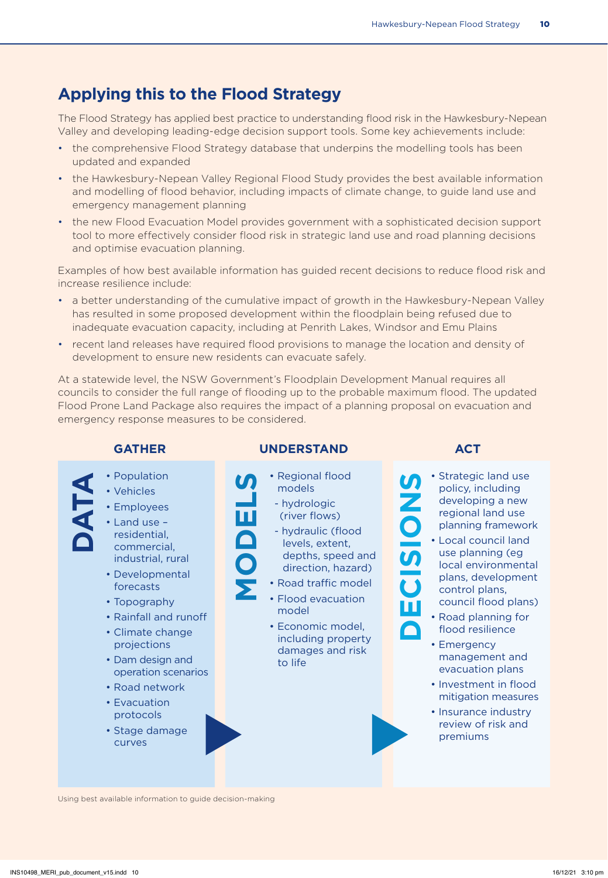## Applying this to the Flood Strategy

The Flood Strategy has applied best practice to understanding flood risk in the Hawkesbury-Nepean Valley and developing leading-edge decision support tools. Some key achievements include:

- the comprehensive Flood Strategy database that underpins the modelling tools has been updated and expanded
- the Hawkesbury-Nepean Valley Regional Flood Study provides the best available information and modelling of flood behavior, including impacts of climate change, to guide land use and emergency management planning
- the new Flood Evacuation Model provides government with a sophisticated decision support tool to more effectively consider flood risk in strategic land use and road planning decisions and optimise evacuation planning.

Examples of how best available information has guided recent decisions to reduce flood risk and increase resilience include:

- a better understanding of the cumulative impact of growth in the Hawkesbury-Nepean Valley has resulted in some proposed development within the floodplain being refused due to inadequate evacuation capacity, including at Penrith Lakes, Windsor and Emu Plains
- recent land releases have required flood provisions to manage the location and density of development to ensure new residents can evacuate safely.

At a statewide level, the NSW Government's Floodplain Development Manual requires all councils to consider the full range of flooding up to the probable maximum flood. The updated Flood Prone Land Package also requires the impact of a planning proposal on evacuation and emergency response measures to be considered.

### GATHER

**DATA**

- Population
- Vehicles
- Employees
- Land use – residential, commercial, industrial, rural
- Developmental forecasts
- Topography
- Rainfall and runoff
- Climate change projections
- Dam design and operation scenarios
- Road network
- Evacuation protocols
- Stage damage curves

### UNDERSTAND

**MODELS**

- Regional flood models
  - hydrologic (river flows)
  - hydraulic (flood levels, extent, depths, speed and direction, hazard)
- Road traffic model
- Flood evacuation model
- Economic model, including property damages and risk to life

### ACT

**DECISIONS**

- Strategic land use policy, including developing a new regional land use planning framework
- Local council land use planning (eg local environmental plans, development control plans, council flood plans)
- Road planning for flood resilience
- Emergency management and evacuation plans
- Investment in flood mitigation measures
- Insurance industry review of risk and premiums

Using best available information to guide decision-making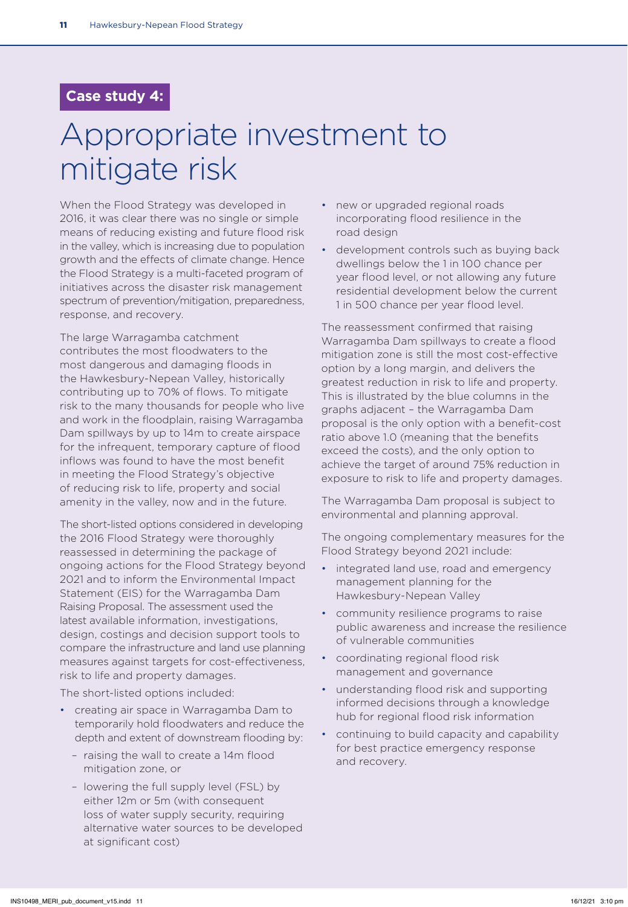**Case study 4:**

# Appropriate investment to mitigate risk

When the Flood Strategy was developed in 2016, it was clear there was no single or simple means of reducing existing and future flood risk in the valley, which is increasing due to population growth and the effects of climate change. Hence the Flood Strategy is a multi-faceted program of initiatives across the disaster risk management spectrum of prevention/mitigation, preparedness, response, and recovery.

The large Warragamba catchment contributes the most floodwaters to the most dangerous and damaging floods in the Hawkesbury-Nepean Valley, historically contributing up to 70% of flows. To mitigate risk to the many thousands for people who live and work in the floodplain, raising Warragamba Dam spillways by up to 14m to create airspace for the infrequent, temporary capture of flood inflows was found to have the most benefit in meeting the Flood Strategy's objective of reducing risk to life, property and social amenity in the valley, now and in the future.

The short-listed options considered in developing the 2016 Flood Strategy were thoroughly reassessed in determining the package of ongoing actions for the Flood Strategy beyond 2021 and to inform the Environmental Impact Statement (EIS) for the Warragamba Dam Raising Proposal. The assessment used the latest available information, investigations, design, costings and decision support tools to compare the infrastructure and land use planning measures against targets for cost-effectiveness, risk to life and property damages.

The short-listed options included:

- creating air space in Warragamba Dam to temporarily hold floodwaters and reduce the depth and extent of downstream flooding by:
  - raising the wall to create a 14m flood mitigation zone, or
  - lowering the full supply level (FSL) by either 12m or 5m (with consequent loss of water supply security, requiring alternative water sources to be developed at significant cost)
- new or upgraded regional roads incorporating flood resilience in the road design
- development controls such as buying back dwellings below the 1 in 100 chance per year flood level, or not allowing any future residential development below the current 1 in 500 chance per year flood level.

The reassessment confirmed that raising Warragamba Dam spillways to create a flood mitigation zone is still the most cost-effective option by a long margin, and delivers the greatest reduction in risk to life and property. This is illustrated by the blue columns in the graphs adjacent – the Warragamba Dam proposal is the only option with a benefit-cost ratio above 1.0 (meaning that the benefits exceed the costs), and the only option to achieve the target of around 75% reduction in exposure to risk to life and property damages.

The Warragamba Dam proposal is subject to environmental and planning approval.

The ongoing complementary measures for the Flood Strategy beyond 2021 include:

- integrated land use, road and emergency management planning for the Hawkesbury-Nepean Valley
- community resilience programs to raise public awareness and increase the resilience of vulnerable communities
- coordinating regional flood risk management and governance
- understanding flood risk and supporting informed decisions through a knowledge hub for regional flood risk information
- continuing to build capacity and capability for best practice emergency response and recovery.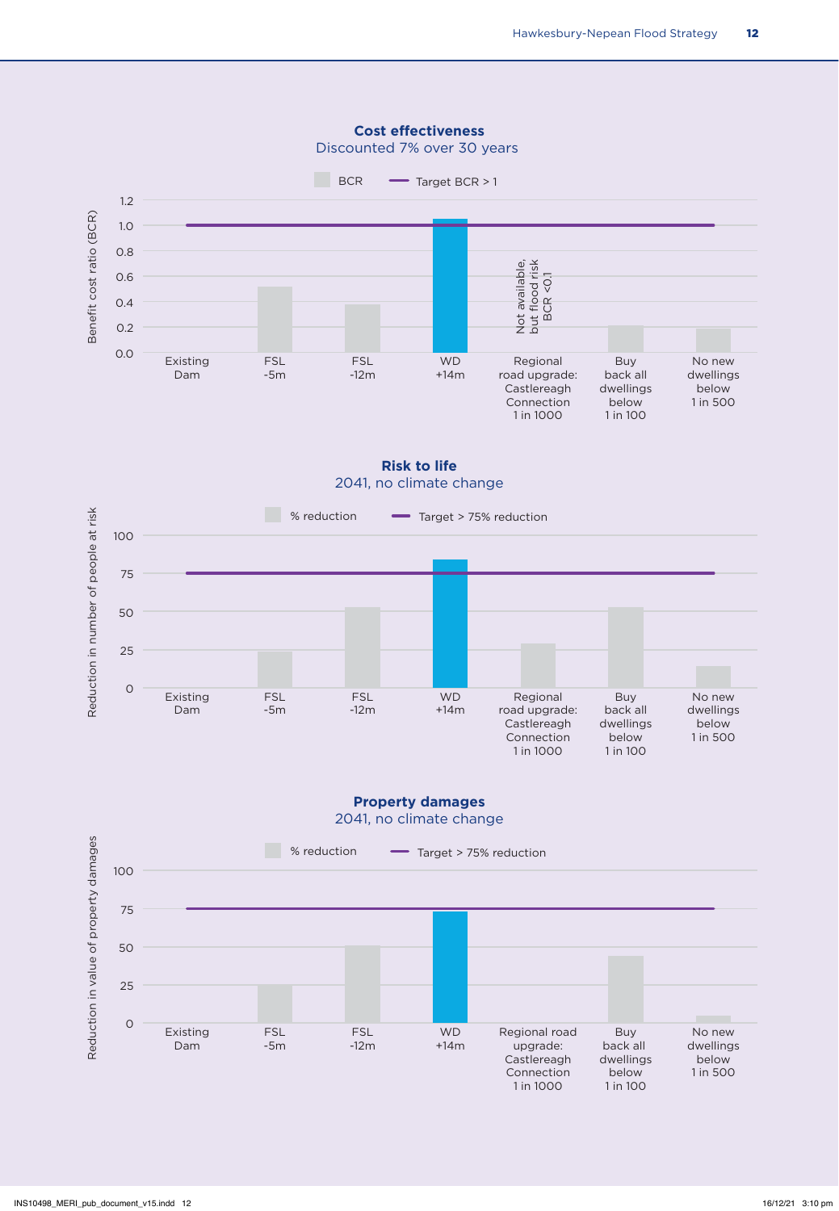**Cost effectiveness**
Discounted 7% over 30 years

BCR — Target BCR > 1

Benefit cost ratio (BCR)

1.2
1.0
0.8
0.6
0.4
0.2
0.0

Existing Dam | FSL -5m | FSL -12m | WD +14m | Regional road upgrade: Castlereagh Connection 1 in 1000 | Buy back all dwellings below 1 in 100 | No new dwellings below 1 in 500

Not available, but flood risk BCR <0.1

**Risk to life**
2041, no climate change

% reduction — Target > 75% reduction

Reduction in number of people at risk

100
75
50
25
0

Existing Dam | FSL -5m | FSL -12m | WD +14m | Regional road upgrade: Castlereagh Connection 1 in 1000 | Buy back all dwellings below 1 in 100 | No new dwellings below 1 in 500

**Property damages**
2041, no climate change

% reduction — Target > 75% reduction

Reduction in value of property damages

100
75
50
25
0

Existing Dam | FSL -5m | FSL -12m | WD +14m | Regional road upgrade: Castlereagh Connection 1 in 1000 | Buy back all dwellings below 1 in 100 | No new dwellings below 1 in 500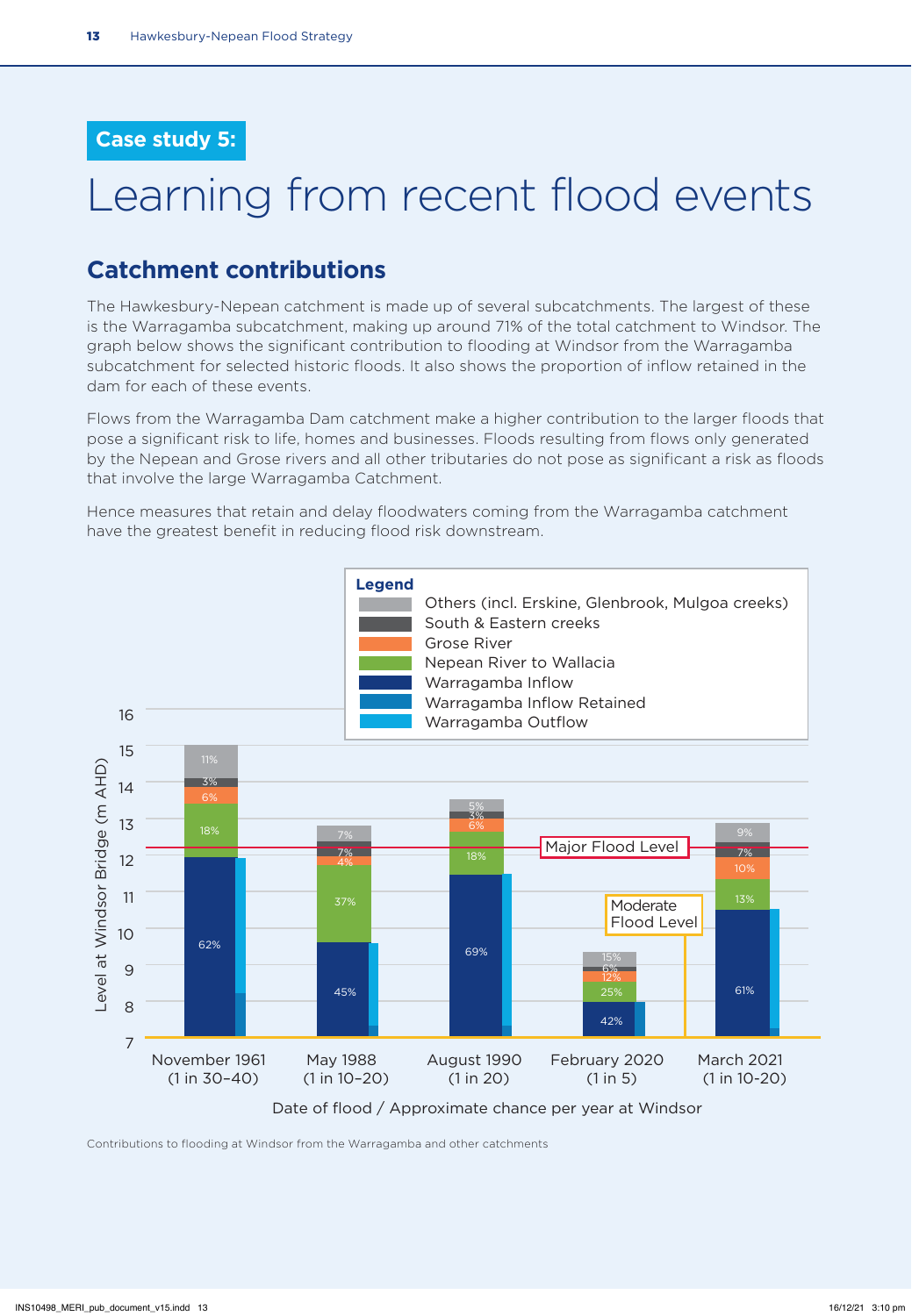Case study 5:

# Learning from recent flood events

## Catchment contributions

The Hawkesbury-Nepean catchment is made up of several subcatchments. The largest of these is the Warragamba subcatchment, making up around 71% of the total catchment to Windsor. The graph below shows the significant contribution to flooding at Windsor from the Warragamba subcatchment for selected historic floods. It also shows the proportion of inflow retained in the dam for each of these events.

Flows from the Warragamba Dam catchment make a higher contribution to the larger floods that pose a significant risk to life, homes and businesses. Floods resulting from flows only generated by the Nepean and Grose rivers and all other tributaries do not pose as significant a risk as floods that involve the large Warragamba Catchment.

Hence measures that retain and delay floodwaters coming from the Warragamba catchment have the greatest benefit in reducing flood risk downstream.

| Date of flood / Approximate chance per year at Windsor | Warragamba Inflow | Nepean River to Wallacia | Grose River | South & Eastern creeks | Others (incl. Erskine, Glenbrook, Mulgoa creeks) |
|---|---|---|---|---|---|
| November 1961 (1 in 30–40) | 62% | 18% | 6% | 3% | 11% |
| May 1988 (1 in 10–20) | 45% | 37% | 4% | 7% | 7% |
| August 1990 (1 in 20) | 69% | 18% | 6% | 3% | 5% |
| February 2020 (1 in 5) | 42% | 25% | 12% | 6% | 15% |
| March 2021 (1 in 10-20) | 61% | 13% | 10% | 7% | 9% |

Contributions to flooding at Windsor from the Warragamba and other catchments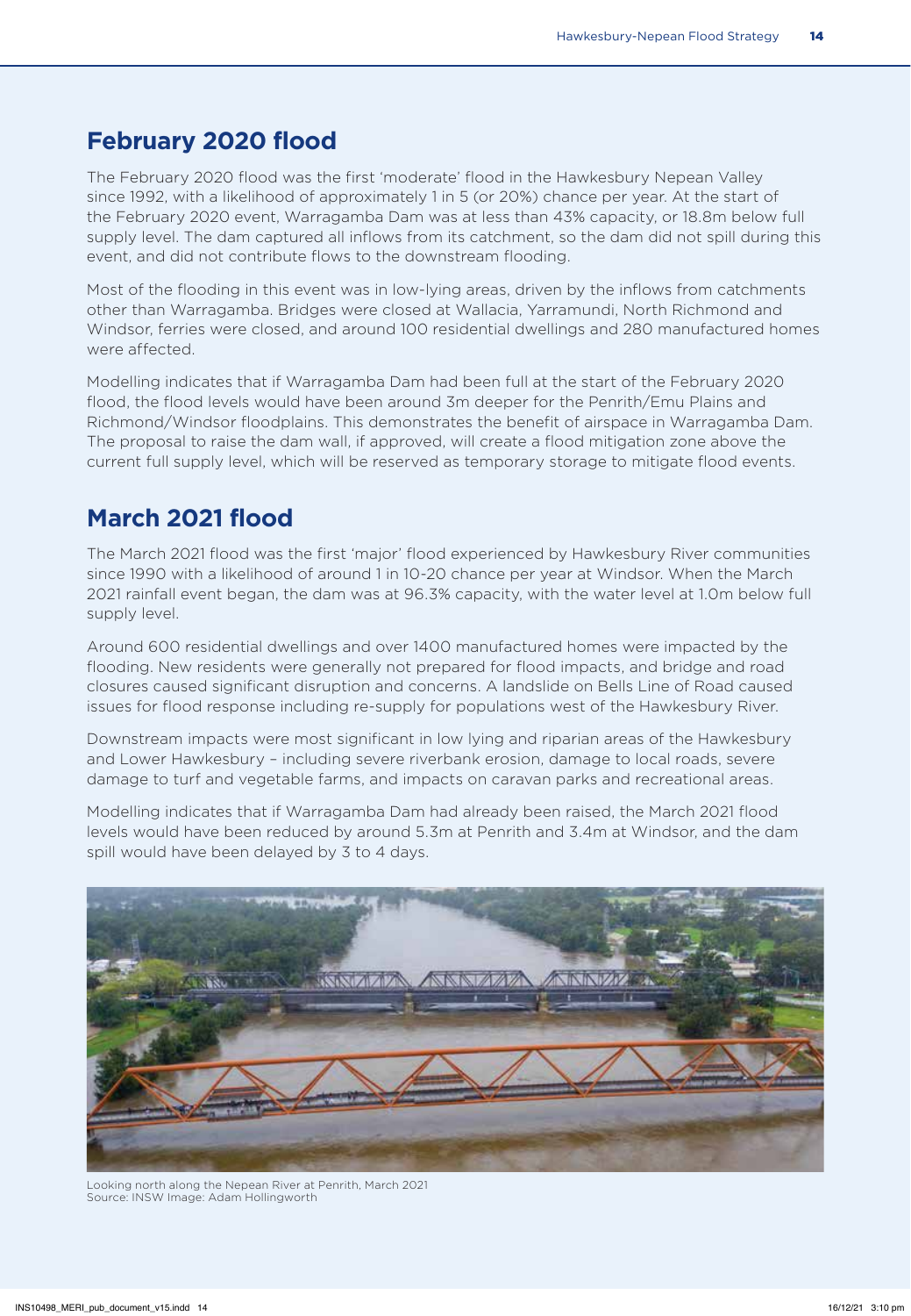## February 2020 flood

The February 2020 flood was the first 'moderate' flood in the Hawkesbury Nepean Valley since 1992, with a likelihood of approximately 1 in 5 (or 20%) chance per year. At the start of the February 2020 event, Warragamba Dam was at less than 43% capacity, or 18.8m below full supply level. The dam captured all inflows from its catchment, so the dam did not spill during this event, and did not contribute flows to the downstream flooding.

Most of the flooding in this event was in low-lying areas, driven by the inflows from catchments other than Warragamba. Bridges were closed at Wallacia, Yarramundi, North Richmond and Windsor, ferries were closed, and around 100 residential dwellings and 280 manufactured homes were affected.

Modelling indicates that if Warragamba Dam had been full at the start of the February 2020 flood, the flood levels would have been around 3m deeper for the Penrith/Emu Plains and Richmond/Windsor floodplains. This demonstrates the benefit of airspace in Warragamba Dam. The proposal to raise the dam wall, if approved, will create a flood mitigation zone above the current full supply level, which will be reserved as temporary storage to mitigate flood events.

## March 2021 flood

The March 2021 flood was the first 'major' flood experienced by Hawkesbury River communities since 1990 with a likelihood of around 1 in 10-20 chance per year at Windsor. When the March 2021 rainfall event began, the dam was at 96.3% capacity, with the water level at 1.0m below full supply level.

Around 600 residential dwellings and over 1400 manufactured homes were impacted by the flooding. New residents were generally not prepared for flood impacts, and bridge and road closures caused significant disruption and concerns. A landslide on Bells Line of Road caused issues for flood response including re-supply for populations west of the Hawkesbury River.

Downstream impacts were most significant in low lying and riparian areas of the Hawkesbury and Lower Hawkesbury – including severe riverbank erosion, damage to local roads, severe damage to turf and vegetable farms, and impacts on caravan parks and recreational areas.

Modelling indicates that if Warragamba Dam had already been raised, the March 2021 flood levels would have been reduced by around 5.3m at Penrith and 3.4m at Windsor, and the dam spill would have been delayed by 3 to 4 days.

Looking north along the Nepean River at Penrith, March 2021
Source: INSW Image: Adam Hollingworth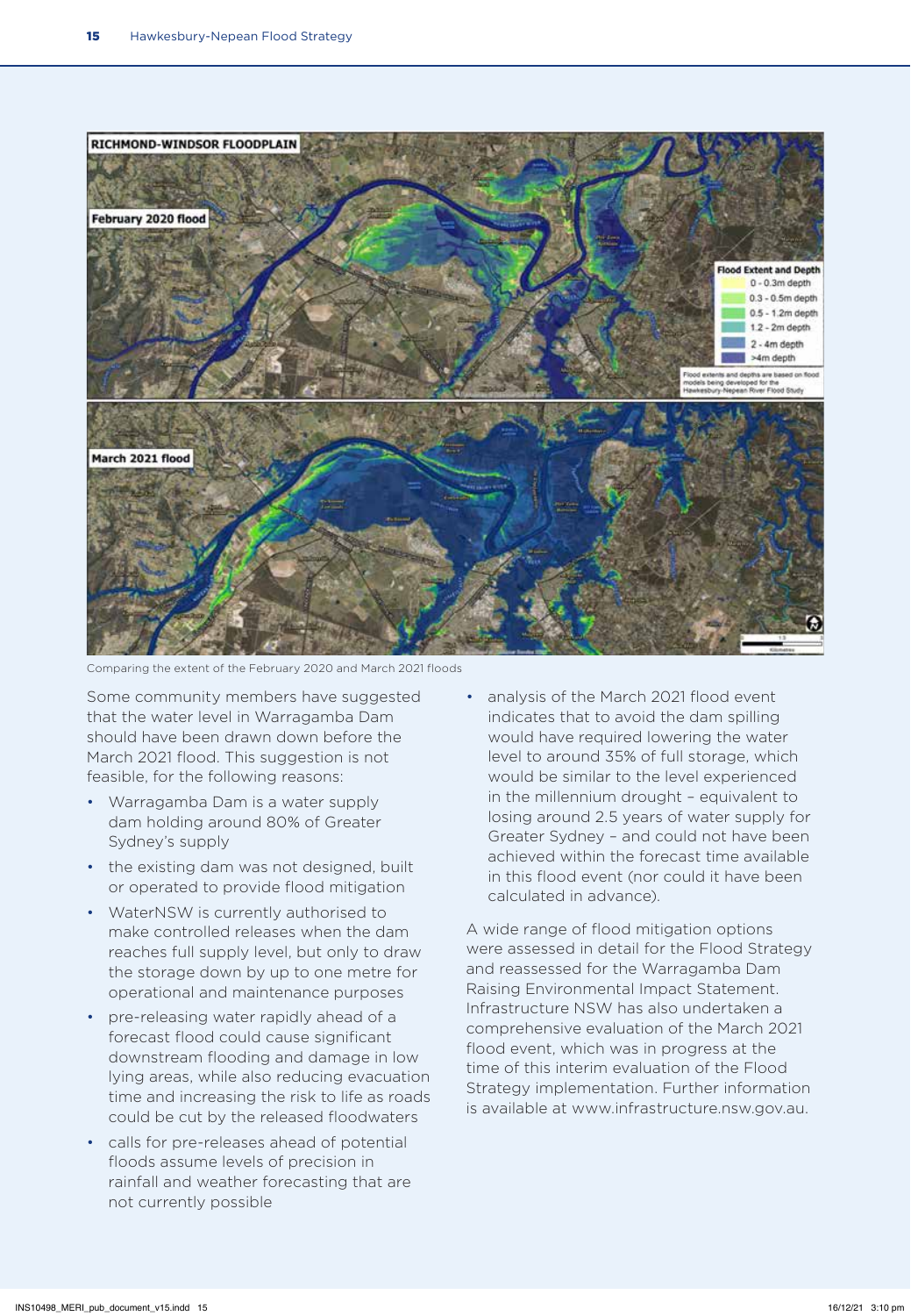Comparing the extent of the February 2020 and March 2021 floods

Some community members have suggested that the water level in Warragamba Dam should have been drawn down before the March 2021 flood. This suggestion is not feasible, for the following reasons:

- Warragamba Dam is a water supply dam holding around 80% of Greater Sydney's supply
- the existing dam was not designed, built or operated to provide flood mitigation
- WaterNSW is currently authorised to make controlled releases when the dam reaches full supply level, but only to draw the storage down by up to one metre for operational and maintenance purposes
- pre-releasing water rapidly ahead of a forecast flood could cause significant downstream flooding and damage in low lying areas, while also reducing evacuation time and increasing the risk to life as roads could be cut by the released floodwaters
- calls for pre-releases ahead of potential floods assume levels of precision in rainfall and weather forecasting that are not currently possible
- analysis of the March 2021 flood event indicates that to avoid the dam spilling would have required lowering the water level to around 35% of full storage, which would be similar to the level experienced in the millennium drought – equivalent to losing around 2.5 years of water supply for Greater Sydney – and could not have been achieved within the forecast time available in this flood event (nor could it have been calculated in advance).

A wide range of flood mitigation options were assessed in detail for the Flood Strategy and reassessed for the Warragamba Dam Raising Environmental Impact Statement. Infrastructure NSW has also undertaken a comprehensive evaluation of the March 2021 flood event, which was in progress at the time of this interim evaluation of the Flood Strategy implementation. Further information is available at www.infrastructure.nsw.gov.au.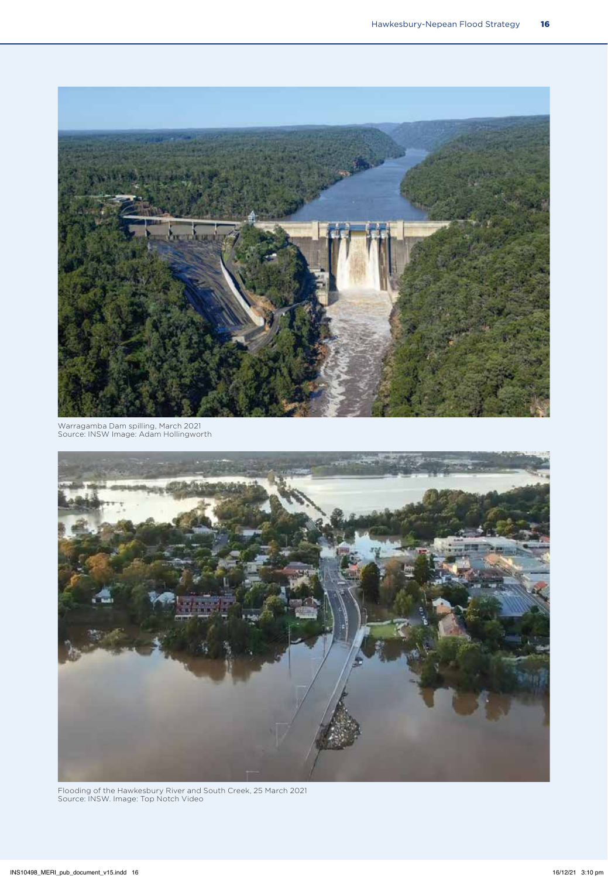Warragamba Dam spilling, March 2021
Source: INSW Image: Adam Hollingworth

Flooding of the Hawkesbury River and South Creek, 25 March 2021
Source: INSW. Image: Top Notch Video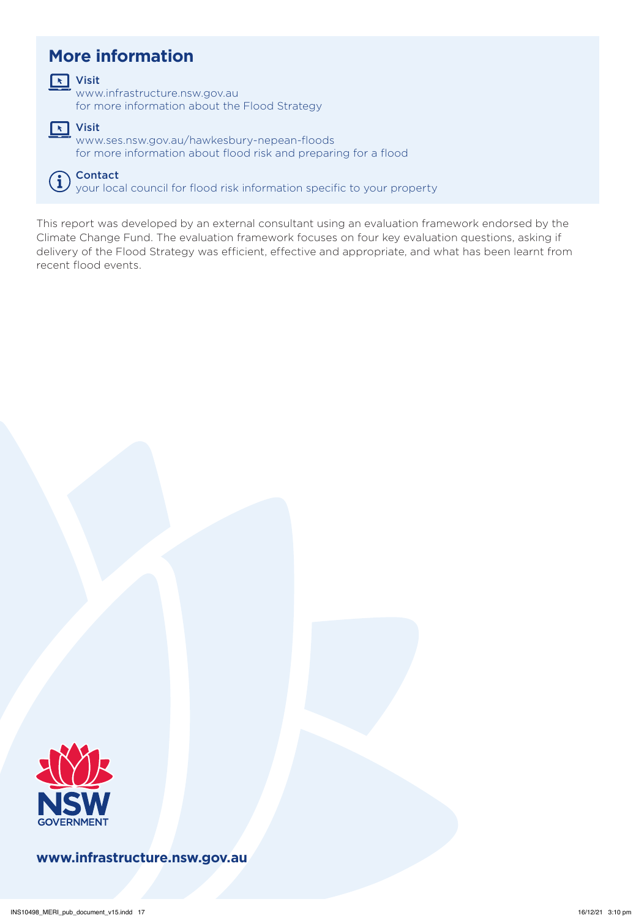## More information

**Visit**
www.infrastructure.nsw.gov.au
for more information about the Flood Strategy

**Visit**
www.ses.nsw.gov.au/hawkesbury-nepean-floods
for more information about flood risk and preparing for a flood

**Contact**
your local council for flood risk information specific to your property

This report was developed by an external consultant using an evaluation framework endorsed by the Climate Change Fund. The evaluation framework focuses on four key evaluation questions, asking if delivery of the Flood Strategy was efficient, effective and appropriate, and what has been learnt from recent flood events.

NSW GOVERNMENT

**www.infrastructure.nsw.gov.au**